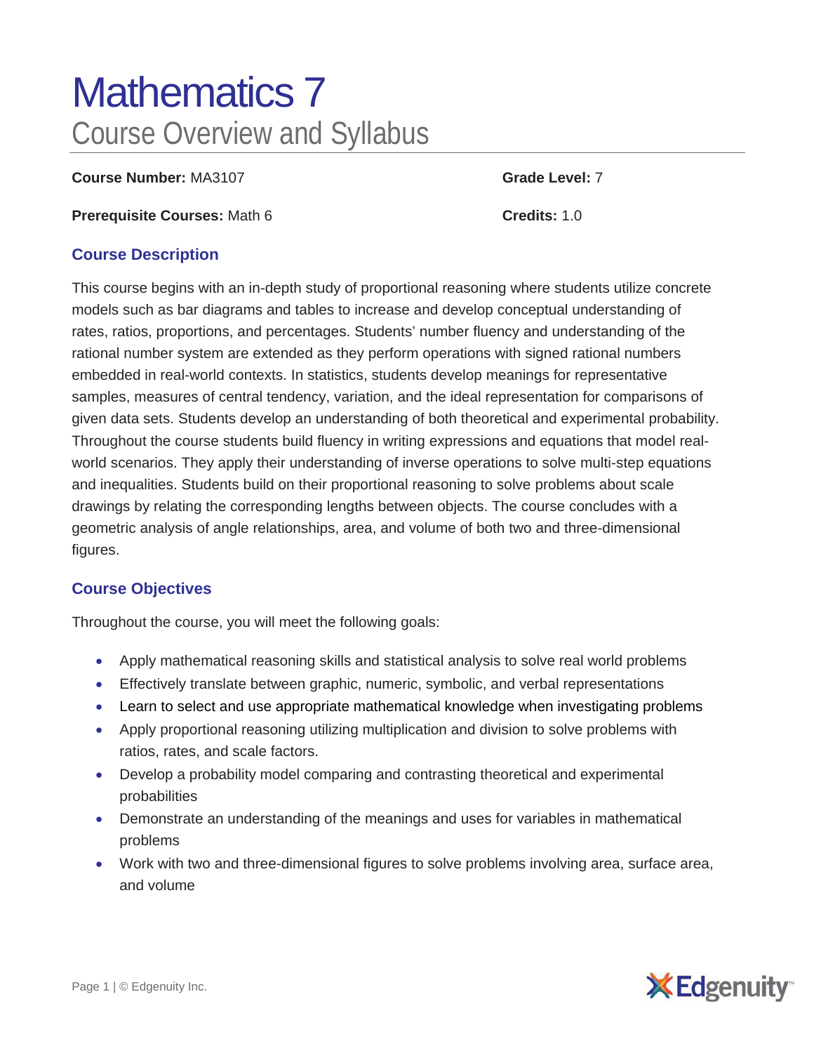# Mathematics 7

## Course Overview and Syllabus

**Course Number:** MA3107

**Grade Level:** 7

**Prerequisite Courses:** Math 6

**Credits:** 1.0

### Course Description

This course begins with an in-depth study of proportional reasoning where students utilize concrete models such as bar diagrams and tables to increase and develop conceptual understanding of rates, ratios, proportions, and percentages. Students' number fluency and understanding of the rational number system are extended as they perform operations with signed rational numbers embedded in real-world contexts. In statistics, students develop meanings for representative samples, measures of central tendency, variation, and the ideal representation for comparisons of given data sets. Students develop an understanding of both theoretical and experimental probability. Throughout the course students build fluency in writing expressions and equations that model real-world scenarios. They apply their understanding of inverse operations to solve multi-step equations and inequalities. Students build on their proportional reasoning to solve problems about scale drawings by relating the corresponding lengths between objects. The course concludes with a geometric analysis of angle relationships, area, and volume of both two and three-dimensional figures.

### Course Objectives

Throughout the course, you will meet the following goals:

- Apply mathematical reasoning skills and statistical analysis to solve real world problems
- Effectively translate between graphic, numeric, symbolic, and verbal representations
- Learn to select and use appropriate mathematical knowledge when investigating problems
- Apply proportional reasoning utilizing multiplication and division to solve problems with ratios, rates, and scale factors.
- Develop a probability model comparing and contrasting theoretical and experimental probabilities
- Demonstrate an understanding of the meanings and uses for variables in mathematical problems
- Work with two and three-dimensional figures to solve problems involving area, surface area, and volume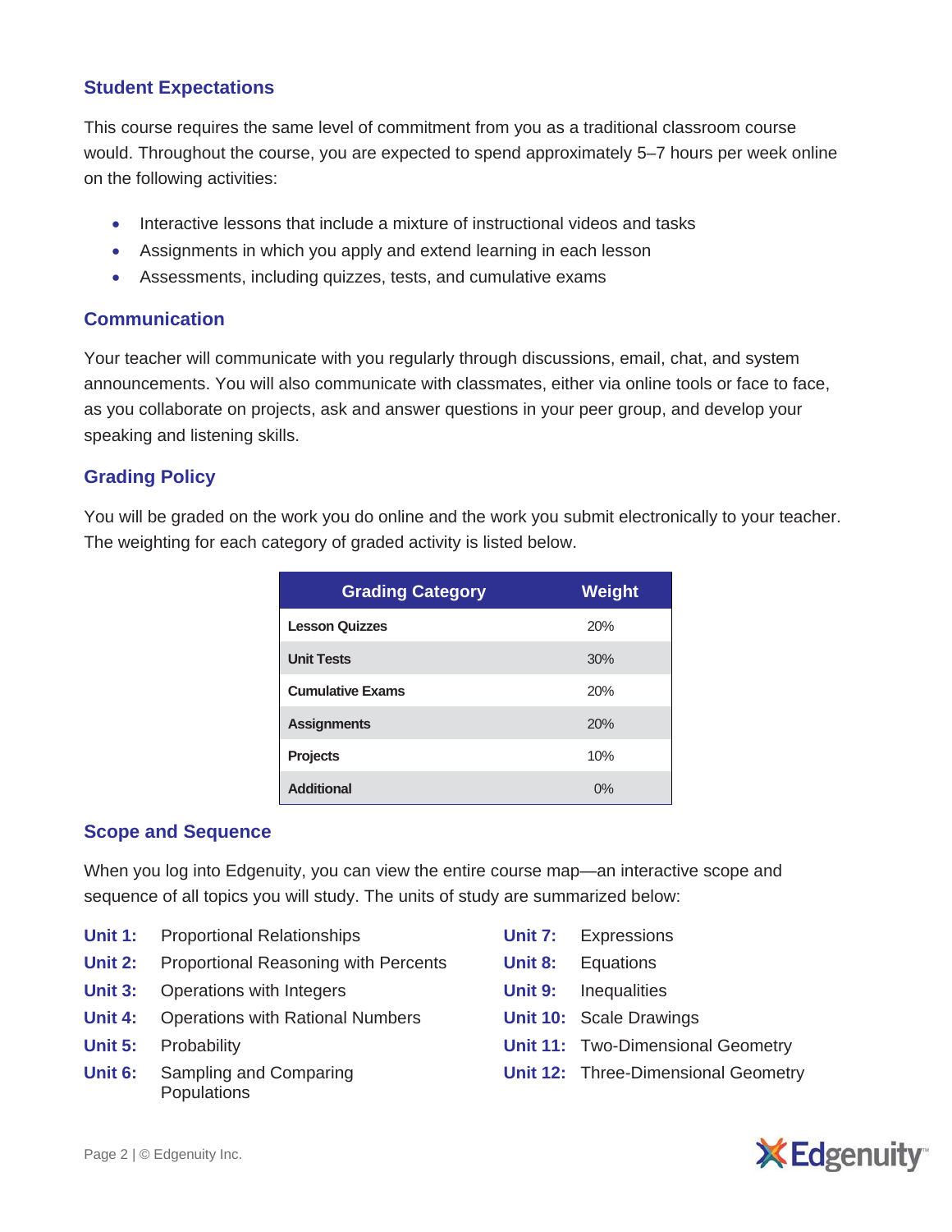## Student Expectations

This course requires the same level of commitment from you as a traditional classroom course would. Throughout the course, you are expected to spend approximately 5–7 hours per week online on the following activities:

- Interactive lessons that include a mixture of instructional videos and tasks
- Assignments in which you apply and extend learning in each lesson
- Assessments, including quizzes, tests, and cumulative exams

## Communication

Your teacher will communicate with you regularly through discussions, email, chat, and system announcements. You will also communicate with classmates, either via online tools or face to face, as you collaborate on projects, ask and answer questions in your peer group, and develop your speaking and listening skills.

## Grading Policy

You will be graded on the work you do online and the work you submit electronically to your teacher. The weighting for each category of graded activity is listed below.

| Grading Category | Weight |
|---|---|
| **Lesson Quizzes** | 20% |
| **Unit Tests** | 30% |
| **Cumulative Exams** | 20% |
| **Assignments** | 20% |
| **Projects** | 10% |
| **Additional** | 0% |

## Scope and Sequence

When you log into Edgenuity, you can view the entire course map—an interactive scope and sequence of all topics you will study. The units of study are summarized below:

**Unit 1:** Proportional Relationships
**Unit 2:** Proportional Reasoning with Percents
**Unit 3:** Operations with Integers
**Unit 4:** Operations with Rational Numbers
**Unit 5:** Probability
**Unit 6:** Sampling and Comparing Populations
**Unit 7:** Expressions
**Unit 8:** Equations
**Unit 9:** Inequalities
**Unit 10:** Scale Drawings
**Unit 11:** Two-Dimensional Geometry
**Unit 12:** Three-Dimensional Geometry